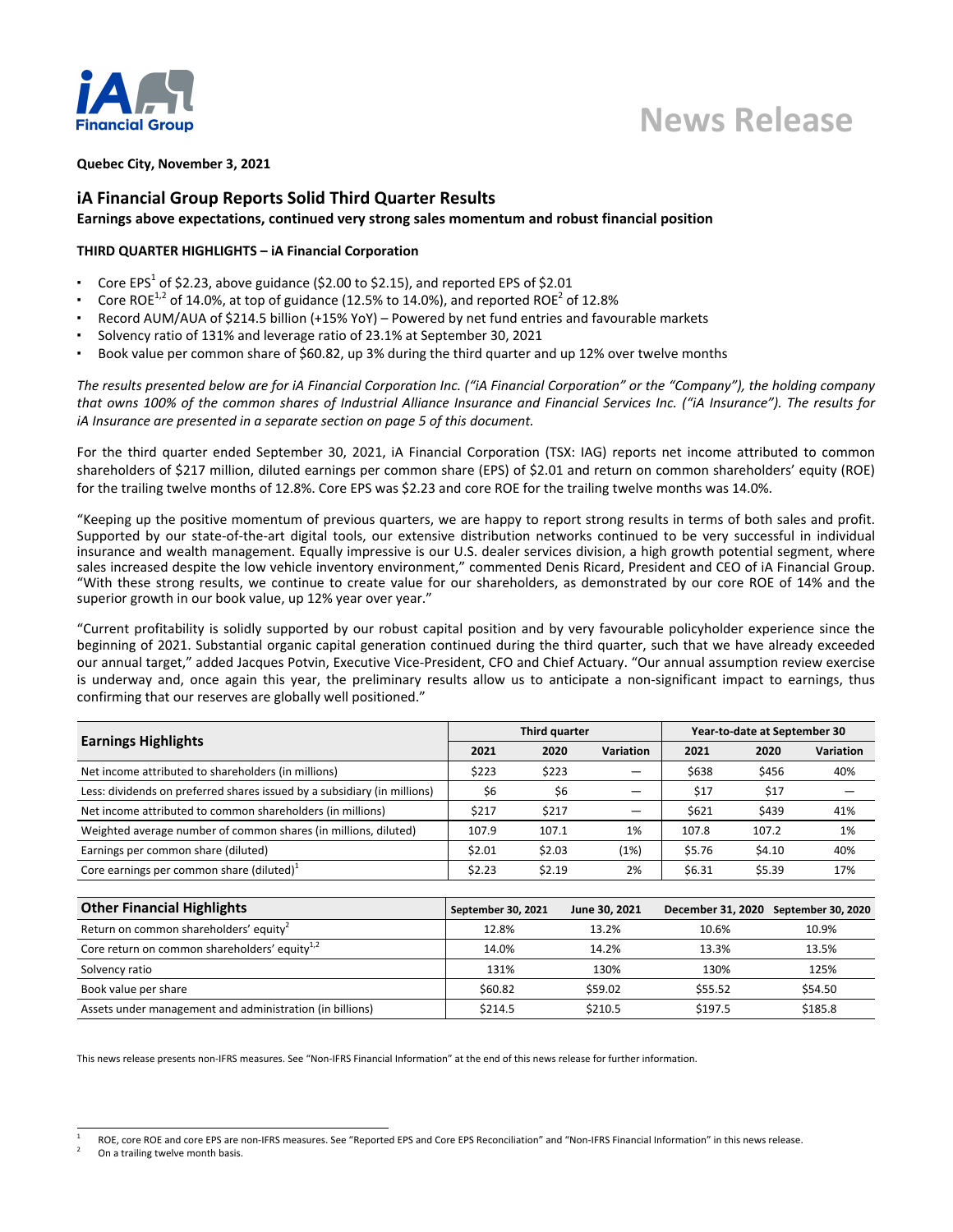**News Release**

**Quebec City, November 3, 2021**

## iA Financial Group Reports Solid Third Quarter Results

**Earnings above expectations, continued very strong sales momentum and robust financial position**

### THIRD QUARTER HIGHLIGHTS – iA Financial Corporation

- Core EPS[1] of $2.23, above guidance ($2.00 to $2.15), and reported EPS of $2.01
- Core ROE[1,2] of 14.0%, at top of guidance (12.5% to 14.0%), and reported ROE[2] of 12.8%
- Record AUM/AUA of $214.5 billion (+15% YoY) – Powered by net fund entries and favourable markets
- Solvency ratio of 131% and leverage ratio of 23.1% at September 30, 2021
- Book value per common share of $60.82, up 3% during the third quarter and up 12% over twelve months

*The results presented below are for iA Financial Corporation Inc. ("iA Financial Corporation" or the "Company"), the holding company that owns 100% of the common shares of Industrial Alliance Insurance and Financial Services Inc. ("iA Insurance"). The results for iA Insurance are presented in a separate section on page 5 of this document.*

For the third quarter ended September 30, 2021, iA Financial Corporation (TSX: IAG) reports net income attributed to common shareholders of $217 million, diluted earnings per common share (EPS) of $2.01 and return on common shareholders' equity (ROE) for the trailing twelve months of 12.8%. Core EPS was $2.23 and core ROE for the trailing twelve months was 14.0%.

"Keeping up the positive momentum of previous quarters, we are happy to report strong results in terms of both sales and profit. Supported by our state-of-the-art digital tools, our extensive distribution networks continued to be very successful in individual insurance and wealth management. Equally impressive is our U.S. dealer services division, a high growth potential segment, where sales increased despite the low vehicle inventory environment," commented Denis Ricard, President and CEO of iA Financial Group. "With these strong results, we continue to create value for our shareholders, as demonstrated by our core ROE of 14% and the superior growth in our book value, up 12% year over year."

"Current profitability is solidly supported by our robust capital position and by very favourable policyholder experience since the beginning of 2021. Substantial organic capital generation continued during the third quarter, such that we have already exceeded our annual target," added Jacques Potvin, Executive Vice-President, CFO and Chief Actuary. "Our annual assumption review exercise is underway and, once again this year, the preliminary results allow us to anticipate a non-significant impact to earnings, thus confirming that our reserves are globally well positioned."

| Earnings Highlights | Third quarter | | | Year-to-date at September 30 | | |
|---|---|---|---|---|---|---|
| | 2021 | 2020 | Variation | 2021 | 2020 | Variation |
| Net income attributed to shareholders (in millions) | $223 | $223 | — | $638 | $456 | 40% |
| Less: dividends on preferred shares issued by a subsidiary (in millions) | $6 | $6 | — | $17 | $17 | — |
| Net income attributed to common shareholders (in millions) | $217 | $217 | — | $621 | $439 | 41% |
| Weighted average number of common shares (in millions, diluted) | 107.9 | 107.1 | 1% | 107.8 | 107.2 | 1% |
| Earnings per common share (diluted) | $2.01 | $2.03 | (1%) | $5.76 | $4.10 | 40% |
| Core earnings per common share (diluted)[1] | $2.23 | $2.19 | 2% | $6.31 | $5.39 | 17% |

| Other Financial Highlights | September 30, 2021 | June 30, 2021 | December 31, 2020 | September 30, 2020 |
|---|---|---|---|---|
| Return on common shareholders' equity[2] | 12.8% | 13.2% | 10.6% | 10.9% |
| Core return on common shareholders' equity[1,2] | 14.0% | 14.2% | 13.3% | 13.5% |
| Solvency ratio | 131% | 130% | 130% | 125% |
| Book value per share | $60.82 | $59.02 | $55.52 | $54.50 |
| Assets under management and administration (in billions) | $214.5 | $210.5 | $197.5 | $185.8 |

This news release presents non-IFRS measures. See "Non-IFRS Financial Information" at the end of this news release for further information.

[1] ROE, core ROE and core EPS are non-IFRS measures. See "Reported EPS and Core EPS Reconciliation" and "Non-IFRS Financial Information" in this news release.

[2] On a trailing twelve month basis.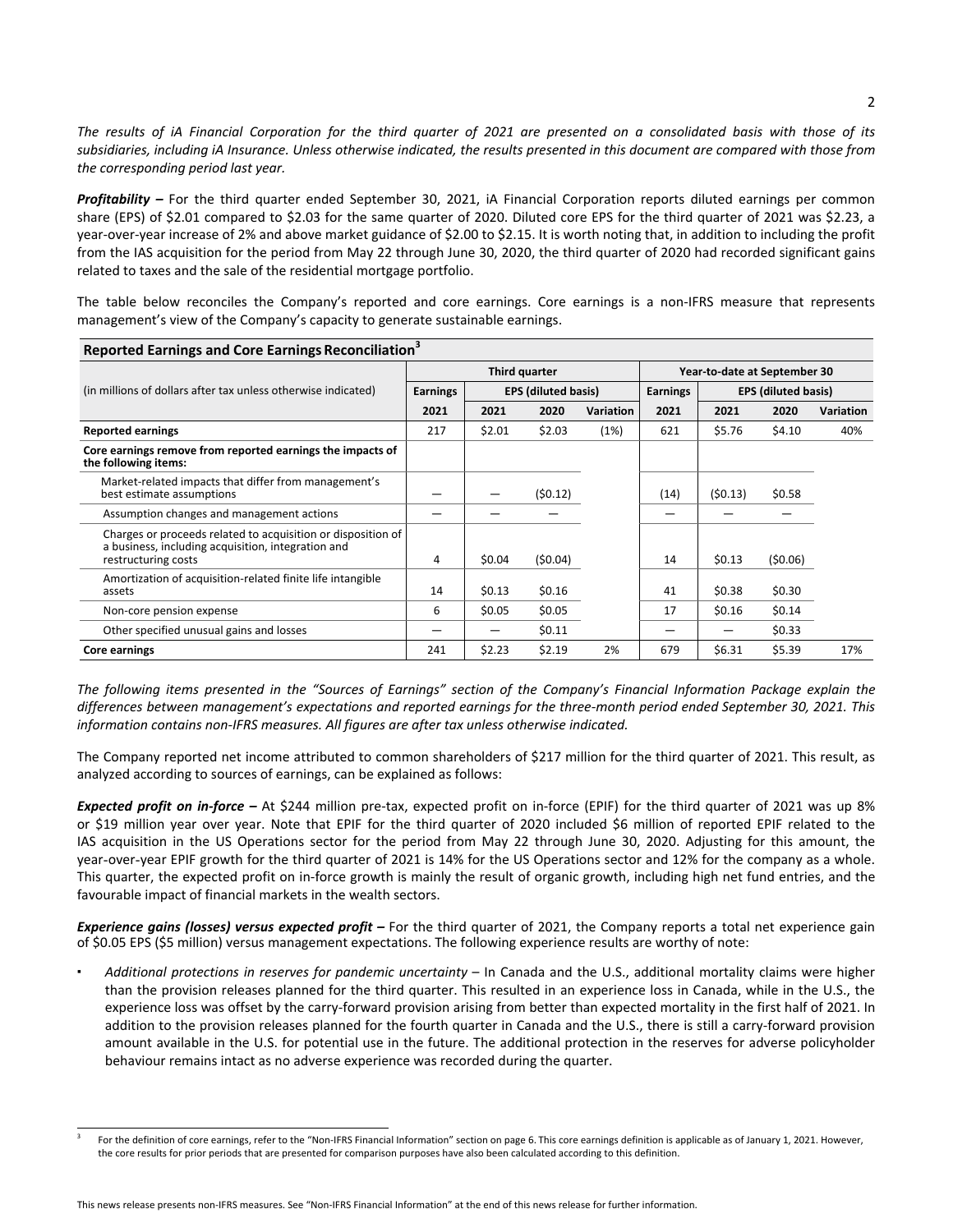*The results of iA Financial Corporation for the third quarter of 2021 are presented on a consolidated basis with those of its subsidiaries, including iA Insurance. Unless otherwise indicated, the results presented in this document are compared with those from the corresponding period last year.*

***Profitability –*** For the third quarter ended September 30, 2021, iA Financial Corporation reports diluted earnings per common share (EPS) of $2.01 compared to $2.03 for the same quarter of 2020. Diluted core EPS for the third quarter of 2021 was $2.23, a year-over-year increase of 2% and above market guidance of $2.00 to $2.15. It is worth noting that, in addition to including the profit from the IAS acquisition for the period from May 22 through June 30, 2020, the third quarter of 2020 had recorded significant gains related to taxes and the sale of the residential mortgage portfolio.

The table below reconciles the Company's reported and core earnings. Core earnings is a non-IFRS measure that represents management's view of the Company's capacity to generate sustainable earnings.

**Reported Earnings and Core Earnings Reconciliation**[3]

| | Third quarter | | | | Year-to-date at September 30 | | | |
|---|---|---|---|---|---|---|---|---|
| (in millions of dollars after tax unless otherwise indicated) | Earnings | EPS (diluted basis) | | | Earnings | EPS (diluted basis) | | |
| | 2021 | 2021 | 2020 | Variation | 2021 | 2021 | 2020 | Variation |
| **Reported earnings** | 217 | $2.01 | $2.03 | (1%) | 621 | $5.76 | $4.10 | 40% |
| **Core earnings remove from reported earnings the impacts of the following items:** | | | | | | | | |
| Market-related impacts that differ from management's best estimate assumptions | — | — | ($0.12) | | (14) | ($0.13) | $0.58 | |
| Assumption changes and management actions | — | — | — | | — | — | — | |
| Charges or proceeds related to acquisition or disposition of a business, including acquisition, integration and restructuring costs | 4 | $0.04 | ($0.04) | | 14 | $0.13 | ($0.06) | |
| Amortization of acquisition-related finite life intangible assets | 14 | $0.13 | $0.16 | | 41 | $0.38 | $0.30 | |
| Non-core pension expense | 6 | $0.05 | $0.05 | | 17 | $0.16 | $0.14 | |
| Other specified unusual gains and losses | — | — | $0.11 | | — | — | $0.33 | |
| **Core earnings** | 241 | $2.23 | $2.19 | 2% | 679 | $6.31 | $5.39 | 17% |

*The following items presented in the "Sources of Earnings" section of the Company's Financial Information Package explain the differences between management's expectations and reported earnings for the three-month period ended September 30, 2021. This information contains non-IFRS measures. All figures are after tax unless otherwise indicated.*

The Company reported net income attributed to common shareholders of $217 million for the third quarter of 2021. This result, as analyzed according to sources of earnings, can be explained as follows:

***Expected profit on in-force –*** At $244 million pre-tax, expected profit on in-force (EPIF) for the third quarter of 2021 was up 8% or $19 million year over year. Note that EPIF for the third quarter of 2020 included $6 million of reported EPIF related to the IAS acquisition in the US Operations sector for the period from May 22 through June 30, 2020. Adjusting for this amount, the year-over-year EPIF growth for the third quarter of 2021 is 14% for the US Operations sector and 12% for the company as a whole. This quarter, the expected profit on in-force growth is mainly the result of organic growth, including high net fund entries, and the favourable impact of financial markets in the wealth sectors.

***Experience gains (losses) versus expected profit –*** For the third quarter of 2021, the Company reports a total net experience gain of $0.05 EPS ($5 million) versus management expectations. The following experience results are worthy of note:

- *Additional protections in reserves for pandemic uncertainty* – In Canada and the U.S., additional mortality claims were higher than the provision releases planned for the third quarter. This resulted in an experience loss in Canada, while in the U.S., the experience loss was offset by the carry-forward provision arising from better than expected mortality in the first half of 2021. In addition to the provision releases planned for the fourth quarter in Canada and the U.S., there is still a carry-forward provision amount available in the U.S. for potential use in the future. The additional protection in the reserves for adverse policyholder behaviour remains intact as no adverse experience was recorded during the quarter.

[3] For the definition of core earnings, refer to the "Non-IFRS Financial Information" section on page 6. This core earnings definition is applicable as of January 1, 2021. However, the core results for prior periods that are presented for comparison purposes have also been calculated according to this definition.

This news release presents non-IFRS measures. See "Non-IFRS Financial Information" at the end of this news release for further information.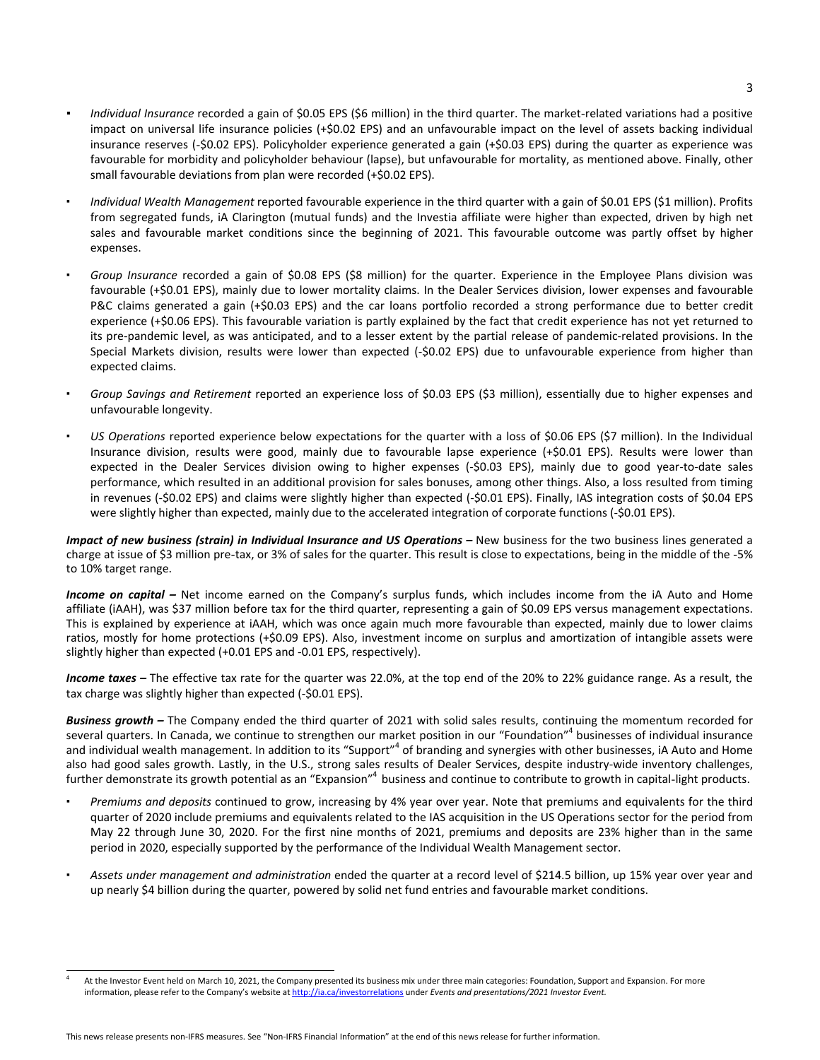- *Individual Insurance* recorded a gain of $0.05 EPS ($6 million) in the third quarter. The market-related variations had a positive impact on universal life insurance policies (+$0.02 EPS) and an unfavourable impact on the level of assets backing individual insurance reserves (-$0.02 EPS). Policyholder experience generated a gain (+$0.03 EPS) during the quarter as experience was favourable for morbidity and policyholder behaviour (lapse), but unfavourable for mortality, as mentioned above. Finally, other small favourable deviations from plan were recorded (+$0.02 EPS).

- *Individual Wealth Management* reported favourable experience in the third quarter with a gain of $0.01 EPS ($1 million). Profits from segregated funds, iA Clarington (mutual funds) and the Investia affiliate were higher than expected, driven by high net sales and favourable market conditions since the beginning of 2021. This favourable outcome was partly offset by higher expenses.

- *Group Insurance* recorded a gain of $0.08 EPS ($8 million) for the quarter. Experience in the Employee Plans division was favourable (+$0.01 EPS), mainly due to lower mortality claims. In the Dealer Services division, lower expenses and favourable P&C claims generated a gain (+$0.03 EPS) and the car loans portfolio recorded a strong performance due to better credit experience (+$0.06 EPS). This favourable variation is partly explained by the fact that credit experience has not yet returned to its pre-pandemic level, as was anticipated, and to a lesser extent by the partial release of pandemic-related provisions. In the Special Markets division, results were lower than expected (-$0.02 EPS) due to unfavourable experience from higher than expected claims.

- *Group Savings and Retirement* reported an experience loss of $0.03 EPS ($3 million), essentially due to higher expenses and unfavourable longevity.

- *US Operations* reported experience below expectations for the quarter with a loss of $0.06 EPS ($7 million). In the Individual Insurance division, results were good, mainly due to favourable lapse experience (+$0.01 EPS). Results were lower than expected in the Dealer Services division owing to higher expenses (-$0.03 EPS), mainly due to good year-to-date sales performance, which resulted in an additional provision for sales bonuses, among other things. Also, a loss resulted from timing in revenues (-$0.02 EPS) and claims were slightly higher than expected (-$0.01 EPS). Finally, IAS integration costs of $0.04 EPS were slightly higher than expected, mainly due to the accelerated integration of corporate functions (-$0.01 EPS).

***Impact of new business (strain) in Individual Insurance and US Operations –*** New business for the two business lines generated a charge at issue of $3 million pre-tax, or 3% of sales for the quarter. This result is close to expectations, being in the middle of the -5% to 10% target range.

***Income on capital –*** Net income earned on the Company's surplus funds, which includes income from the iA Auto and Home affiliate (iAAH), was $37 million before tax for the third quarter, representing a gain of $0.09 EPS versus management expectations. This is explained by experience at iAAH, which was once again much more favourable than expected, mainly due to lower claims ratios, mostly for home protections (+$0.09 EPS). Also, investment income on surplus and amortization of intangible assets were slightly higher than expected (+0.01 EPS and -0.01 EPS, respectively).

***Income taxes –*** The effective tax rate for the quarter was 22.0%, at the top end of the 20% to 22% guidance range. As a result, the tax charge was slightly higher than expected (-$0.01 EPS).

***Business growth –*** The Company ended the third quarter of 2021 with solid sales results, continuing the momentum recorded for several quarters. In Canada, we continue to strengthen our market position in our "Foundation"[4] businesses of individual insurance and individual wealth management. In addition to its "Support"[4] of branding and synergies with other businesses, iA Auto and Home also had good sales growth. Lastly, in the U.S., strong sales results of Dealer Services, despite industry-wide inventory challenges, further demonstrate its growth potential as an "Expansion"[4] business and continue to contribute to growth in capital-light products.

- *Premiums and deposits* continued to grow, increasing by 4% year over year. Note that premiums and equivalents for the third quarter of 2020 include premiums and equivalents related to the IAS acquisition in the US Operations sector for the period from May 22 through June 30, 2020. For the first nine months of 2021, premiums and deposits are 23% higher than in the same period in 2020, especially supported by the performance of the Individual Wealth Management sector.

- *Assets under management and administration* ended the quarter at a record level of $214.5 billion, up 15% year over year and up nearly $4 billion during the quarter, powered by solid net fund entries and favourable market conditions.

[4] At the Investor Event held on March 10, 2021, the Company presented its business mix under three main categories: Foundation, Support and Expansion. For more information, please refer to the Company's website at http://ia.ca/investorrelations under *Events and presentations/2021 Investor Event.*

This news release presents non-IFRS measures. See "Non-IFRS Financial Information" at the end of this news release for further information.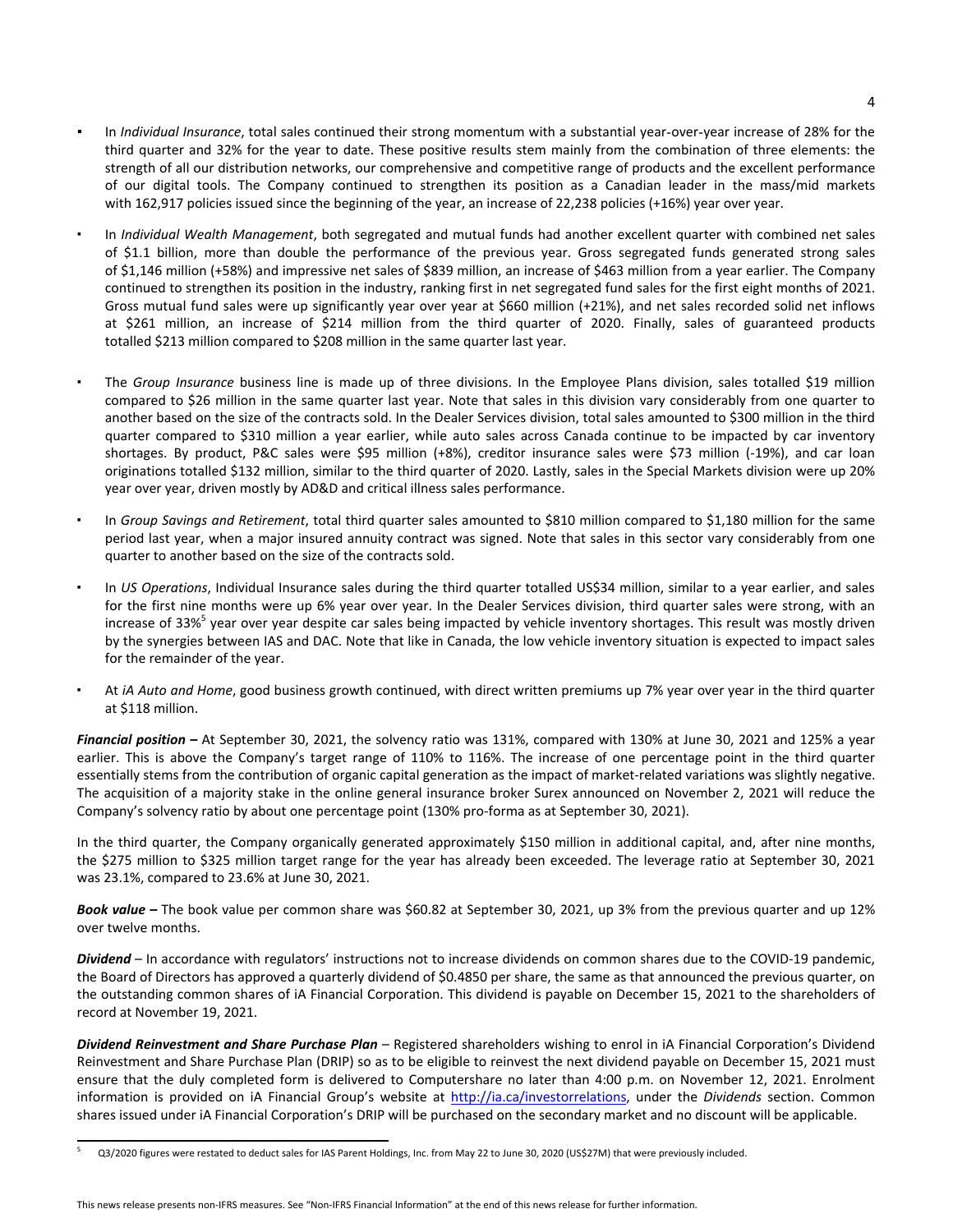- In *Individual Insurance*, total sales continued their strong momentum with a substantial year-over-year increase of 28% for the third quarter and 32% for the year to date. These positive results stem mainly from the combination of three elements: the strength of all our distribution networks, our comprehensive and competitive range of products and the excellent performance of our digital tools. The Company continued to strengthen its position as a Canadian leader in the mass/mid markets with 162,917 policies issued since the beginning of the year, an increase of 22,238 policies (+16%) year over year.

- In *Individual Wealth Management*, both segregated and mutual funds had another excellent quarter with combined net sales of $1.1 billion, more than double the performance of the previous year. Gross segregated funds generated strong sales of $1,146 million (+58%) and impressive net sales of $839 million, an increase of $463 million from a year earlier. The Company continued to strengthen its position in the industry, ranking first in net segregated fund sales for the first eight months of 2021. Gross mutual fund sales were up significantly year over year at $660 million (+21%), and net sales recorded solid net inflows at $261 million, an increase of $214 million from the third quarter of 2020. Finally, sales of guaranteed products totalled $213 million compared to $208 million in the same quarter last year.

- The *Group Insurance* business line is made up of three divisions. In the Employee Plans division, sales totalled $19 million compared to $26 million in the same quarter last year. Note that sales in this division vary considerably from one quarter to another based on the size of the contracts sold. In the Dealer Services division, total sales amounted to $300 million in the third quarter compared to $310 million a year earlier, while auto sales across Canada continue to be impacted by car inventory shortages. By product, P&C sales were $95 million (+8%), creditor insurance sales were $73 million (-19%), and car loan originations totalled $132 million, similar to the third quarter of 2020. Lastly, sales in the Special Markets division were up 20% year over year, driven mostly by AD&D and critical illness sales performance.

- In *Group Savings and Retirement*, total third quarter sales amounted to $810 million compared to $1,180 million for the same period last year, when a major insured annuity contract was signed. Note that sales in this sector vary considerably from one quarter to another based on the size of the contracts sold.

- In *US Operations*, Individual Insurance sales during the third quarter totalled US$34 million, similar to a year earlier, and sales for the first nine months were up 6% year over year. In the Dealer Services division, third quarter sales were strong, with an increase of 33%[5] year over year despite car sales being impacted by vehicle inventory shortages. This result was mostly driven by the synergies between IAS and DAC. Note that like in Canada, the low vehicle inventory situation is expected to impact sales for the remainder of the year.

- At *iA Auto and Home*, good business growth continued, with direct written premiums up 7% year over year in the third quarter at $118 million.

***Financial position –*** At September 30, 2021, the solvency ratio was 131%, compared with 130% at June 30, 2021 and 125% a year earlier. This is above the Company's target range of 110% to 116%. The increase of one percentage point in the third quarter essentially stems from the contribution of organic capital generation as the impact of market-related variations was slightly negative. The acquisition of a majority stake in the online general insurance broker Surex announced on November 2, 2021 will reduce the Company's solvency ratio by about one percentage point (130% pro-forma as at September 30, 2021).

In the third quarter, the Company organically generated approximately $150 million in additional capital, and, after nine months, the $275 million to $325 million target range for the year has already been exceeded. The leverage ratio at September 30, 2021 was 23.1%, compared to 23.6% at June 30, 2021.

***Book value –*** The book value per common share was $60.82 at September 30, 2021, up 3% from the previous quarter and up 12% over twelve months.

***Dividend*** – In accordance with regulators' instructions not to increase dividends on common shares due to the COVID-19 pandemic, the Board of Directors has approved a quarterly dividend of $0.4850 per share, the same as that announced the previous quarter, on the outstanding common shares of iA Financial Corporation. This dividend is payable on December 15, 2021 to the shareholders of record at November 19, 2021.

***Dividend Reinvestment and Share Purchase Plan*** – Registered shareholders wishing to enrol in iA Financial Corporation's Dividend Reinvestment and Share Purchase Plan (DRIP) so as to be eligible to reinvest the next dividend payable on December 15, 2021 must ensure that the duly completed form is delivered to Computershare no later than 4:00 p.m. on November 12, 2021. Enrolment information is provided on iA Financial Group's website at http://ia.ca/investorrelations, under the *Dividends* section. Common shares issued under iA Financial Corporation's DRIP will be purchased on the secondary market and no discount will be applicable.

---

[5] Q3/2020 figures were restated to deduct sales for IAS Parent Holdings, Inc. from May 22 to June 30, 2020 (US$27M) that were previously included.

This news release presents non-IFRS measures. See "Non-IFRS Financial Information" at the end of this news release for further information.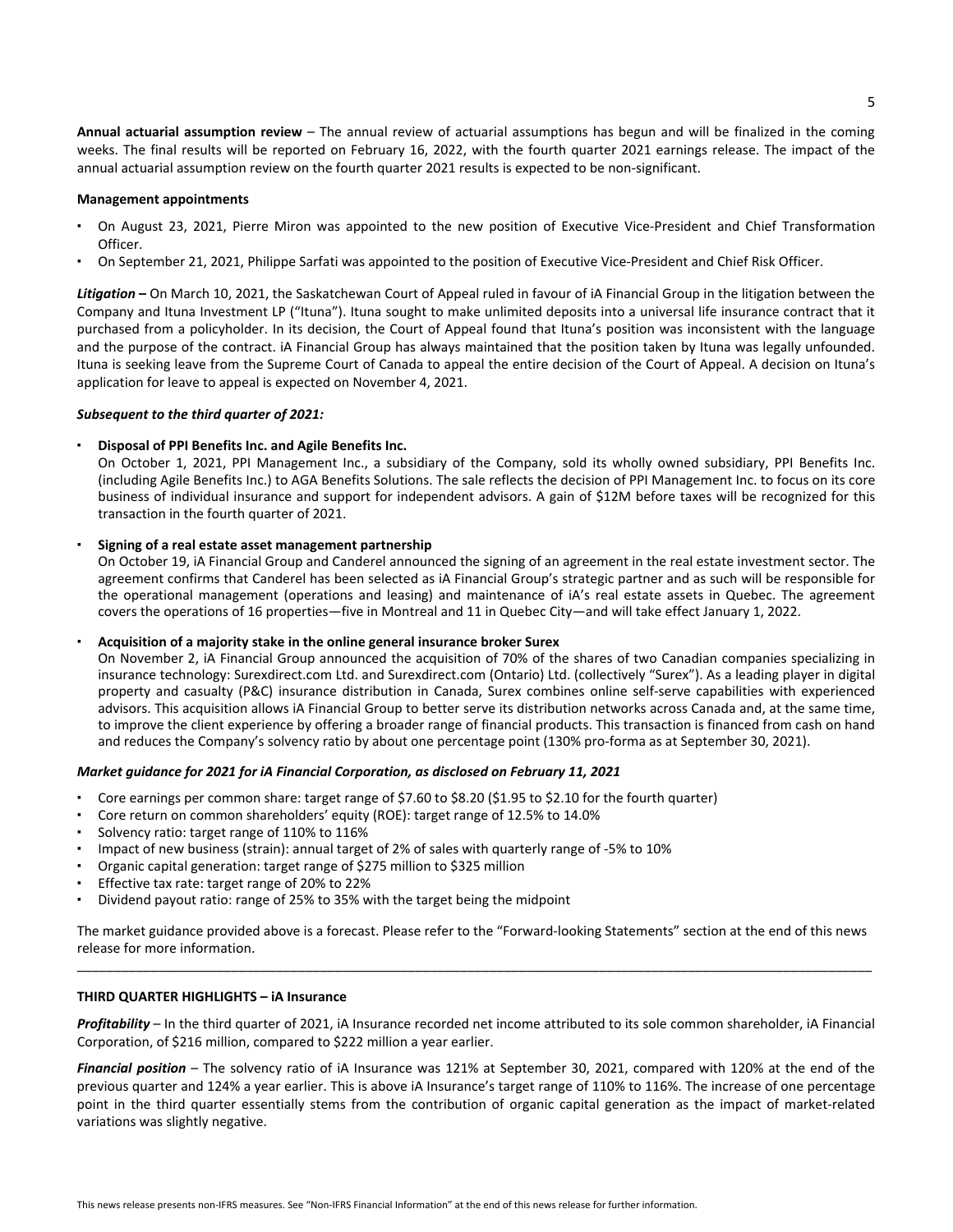**Annual actuarial assumption review** – The annual review of actuarial assumptions has begun and will be finalized in the coming weeks. The final results will be reported on February 16, 2022, with the fourth quarter 2021 earnings release. The impact of the annual actuarial assumption review on the fourth quarter 2021 results is expected to be non-significant.

**Management appointments**

- On August 23, 2021, Pierre Miron was appointed to the new position of Executive Vice-President and Chief Transformation Officer.
- On September 21, 2021, Philippe Sarfati was appointed to the position of Executive Vice-President and Chief Risk Officer.

***Litigation*** **–** On March 10, 2021, the Saskatchewan Court of Appeal ruled in favour of iA Financial Group in the litigation between the Company and Ituna Investment LP ("Ituna"). Ituna sought to make unlimited deposits into a universal life insurance contract that it purchased from a policyholder. In its decision, the Court of Appeal found that Ituna's position was inconsistent with the language and the purpose of the contract. iA Financial Group has always maintained that the position taken by Ituna was legally unfounded. Ituna is seeking leave from the Supreme Court of Canada to appeal the entire decision of the Court of Appeal. A decision on Ituna's application for leave to appeal is expected on November 4, 2021.

***Subsequent to the third quarter of 2021:***

- **Disposal of PPI Benefits Inc. and Agile Benefits Inc.**
  On October 1, 2021, PPI Management Inc., a subsidiary of the Company, sold its wholly owned subsidiary, PPI Benefits Inc. (including Agile Benefits Inc.) to AGA Benefits Solutions. The sale reflects the decision of PPI Management Inc. to focus on its core business of individual insurance and support for independent advisors. A gain of $12M before taxes will be recognized for this transaction in the fourth quarter of 2021.

- **Signing of a real estate asset management partnership**
  On October 19, iA Financial Group and Canderel announced the signing of an agreement in the real estate investment sector. The agreement confirms that Canderel has been selected as iA Financial Group's strategic partner and as such will be responsible for the operational management (operations and leasing) and maintenance of iA's real estate assets in Quebec. The agreement covers the operations of 16 properties—five in Montreal and 11 in Quebec City—and will take effect January 1, 2022.

- **Acquisition of a majority stake in the online general insurance broker Surex**
  On November 2, iA Financial Group announced the acquisition of 70% of the shares of two Canadian companies specializing in insurance technology: Surexdirect.com Ltd. and Surexdirect.com (Ontario) Ltd. (collectively "Surex"). As a leading player in digital property and casualty (P&C) insurance distribution in Canada, Surex combines online self-serve capabilities with experienced advisors. This acquisition allows iA Financial Group to better serve its distribution networks across Canada and, at the same time, to improve the client experience by offering a broader range of financial products. This transaction is financed from cash on hand and reduces the Company's solvency ratio by about one percentage point (130% pro-forma as at September 30, 2021).

***Market guidance for 2021 for iA Financial Corporation, as disclosed on February 11, 2021***

- Core earnings per common share: target range of $7.60 to $8.20 ($1.95 to $2.10 for the fourth quarter)
- Core return on common shareholders' equity (ROE): target range of 12.5% to 14.0%
- Solvency ratio: target range of 110% to 116%
- Impact of new business (strain): annual target of 2% of sales with quarterly range of -5% to 10%
- Organic capital generation: target range of $275 million to $325 million
- Effective tax rate: target range of 20% to 22%
- Dividend payout ratio: range of 25% to 35% with the target being the midpoint

The market guidance provided above is a forecast. Please refer to the "Forward-looking Statements" section at the end of this news release for more information.

---

**THIRD QUARTER HIGHLIGHTS – iA Insurance**

***Profitability*** – In the third quarter of 2021, iA Insurance recorded net income attributed to its sole common shareholder, iA Financial Corporation, of $216 million, compared to $222 million a year earlier.

***Financial position*** – The solvency ratio of iA Insurance was 121% at September 30, 2021, compared with 120% at the end of the previous quarter and 124% a year earlier. This is above iA Insurance's target range of 110% to 116%. The increase of one percentage point in the third quarter essentially stems from the contribution of organic capital generation as the impact of market-related variations was slightly negative.

This news release presents non-IFRS measures. See "Non-IFRS Financial Information" at the end of this news release for further information.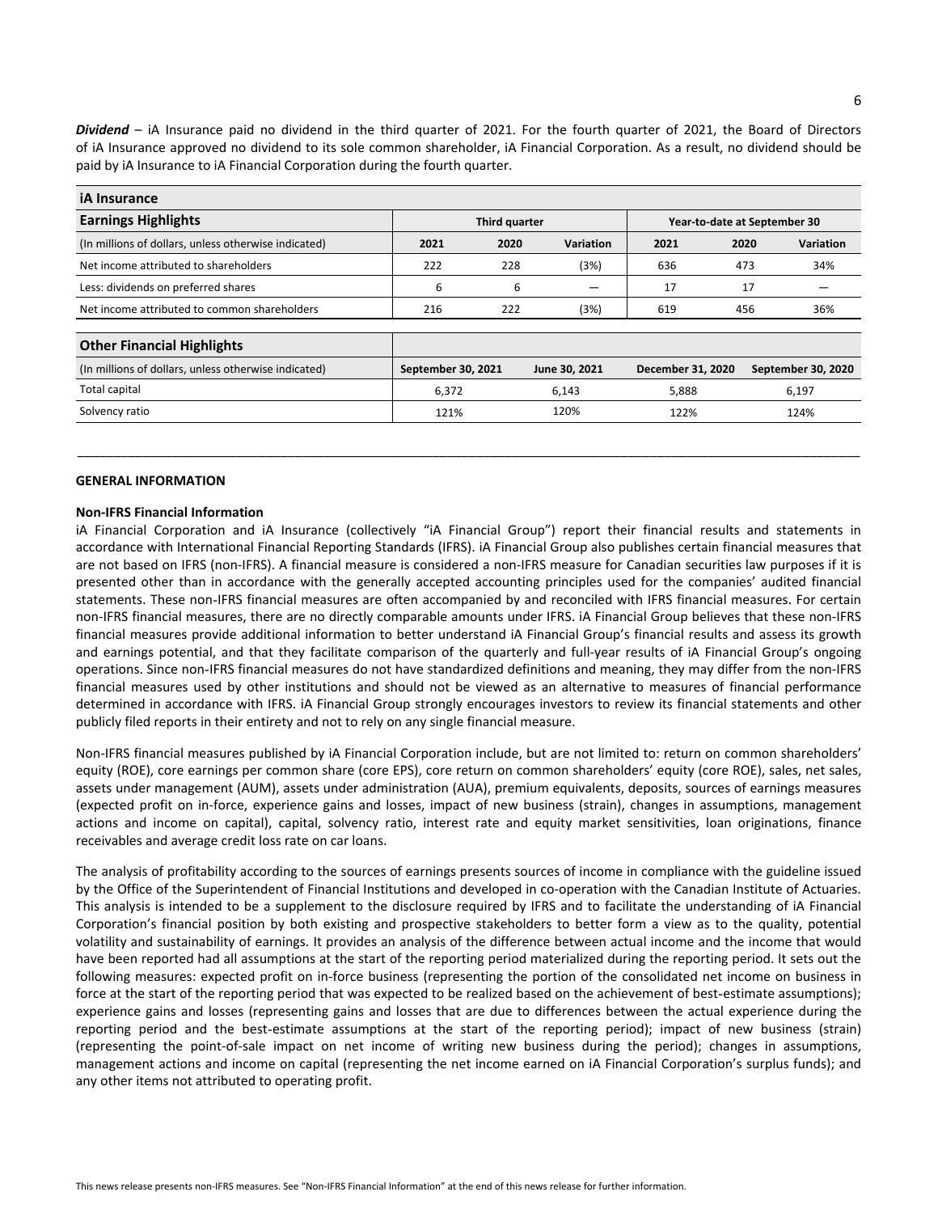***Dividend*** – iA Insurance paid no dividend in the third quarter of 2021. For the fourth quarter of 2021, the Board of Directors of iA Insurance approved no dividend to its sole common shareholder, iA Financial Corporation. As a result, no dividend should be paid by iA Insurance to iA Financial Corporation during the fourth quarter.

**iA Insurance**

| **Earnings Highlights** | Third quarter | | | Year-to-date at September 30 | | |
|---|---|---|---|---|---|---|
| (In millions of dollars, unless otherwise indicated) | **2021** | **2020** | **Variation** | **2021** | **2020** | **Variation** |
| Net income attributed to shareholders | 222 | 228 | (3%) | 636 | 473 | 34% |
| Less: dividends on preferred shares | 6 | 6 | — | 17 | 17 | — |
| Net income attributed to common shareholders | 216 | 222 | (3%) | 619 | 456 | 36% |

| **Other Financial Highlights** | | | | |
|---|---|---|---|---|
| (In millions of dollars, unless otherwise indicated) | **September 30, 2021** | **June 30, 2021** | **December 31, 2020** | **September 30, 2020** |
| Total capital | 6,372 | 6,143 | 5,888 | 6,197 |
| Solvency ratio | 121% | 120% | 122% | 124% |

---

## GENERAL INFORMATION

### Non-IFRS Financial Information

iA Financial Corporation and iA Insurance (collectively "iA Financial Group") report their financial results and statements in accordance with International Financial Reporting Standards (IFRS). iA Financial Group also publishes certain financial measures that are not based on IFRS (non-IFRS). A financial measure is considered a non-IFRS measure for Canadian securities law purposes if it is presented other than in accordance with the generally accepted accounting principles used for the companies' audited financial statements. These non-IFRS financial measures are often accompanied by and reconciled with IFRS financial measures. For certain non-IFRS financial measures, there are no directly comparable amounts under IFRS. iA Financial Group believes that these non-IFRS financial measures provide additional information to better understand iA Financial Group's financial results and assess its growth and earnings potential, and that they facilitate comparison of the quarterly and full-year results of iA Financial Group's ongoing operations. Since non-IFRS financial measures do not have standardized definitions and meaning, they may differ from the non-IFRS financial measures used by other institutions and should not be viewed as an alternative to measures of financial performance determined in accordance with IFRS. iA Financial Group strongly encourages investors to review its financial statements and other publicly filed reports in their entirety and not to rely on any single financial measure.

Non-IFRS financial measures published by iA Financial Corporation include, but are not limited to: return on common shareholders' equity (ROE), core earnings per common share (core EPS), core return on common shareholders' equity (core ROE), sales, net sales, assets under management (AUM), assets under administration (AUA), premium equivalents, deposits, sources of earnings measures (expected profit on in-force, experience gains and losses, impact of new business (strain), changes in assumptions, management actions and income on capital), capital, solvency ratio, interest rate and equity market sensitivities, loan originations, finance receivables and average credit loss rate on car loans.

The analysis of profitability according to the sources of earnings presents sources of income in compliance with the guideline issued by the Office of the Superintendent of Financial Institutions and developed in co-operation with the Canadian Institute of Actuaries. This analysis is intended to be a supplement to the disclosure required by IFRS and to facilitate the understanding of iA Financial Corporation's financial position by both existing and prospective stakeholders to better form a view as to the quality, potential volatility and sustainability of earnings. It provides an analysis of the difference between actual income and the income that would have been reported had all assumptions at the start of the reporting period materialized during the reporting period. It sets out the following measures: expected profit on in-force business (representing the portion of the consolidated net income on business in force at the start of the reporting period that was expected to be realized based on the achievement of best-estimate assumptions); experience gains and losses (representing gains and losses that are due to differences between the actual experience during the reporting period and the best-estimate assumptions at the start of the reporting period); impact of new business (strain) (representing the point-of-sale impact on net income of writing new business during the period); changes in assumptions, management actions and income on capital (representing the net income earned on iA Financial Corporation's surplus funds); and any other items not attributed to operating profit.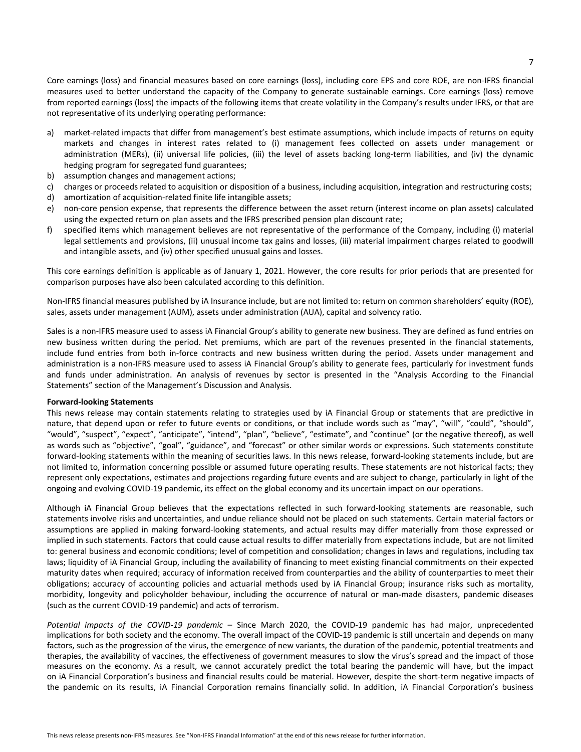Core earnings (loss) and financial measures based on core earnings (loss), including core EPS and core ROE, are non-IFRS financial measures used to better understand the capacity of the Company to generate sustainable earnings. Core earnings (loss) remove from reported earnings (loss) the impacts of the following items that create volatility in the Company's results under IFRS, or that are not representative of its underlying operating performance:

a) market-related impacts that differ from management's best estimate assumptions, which include impacts of returns on equity markets and changes in interest rates related to (i) management fees collected on assets under management or administration (MERs), (ii) universal life policies, (iii) the level of assets backing long-term liabilities, and (iv) the dynamic hedging program for segregated fund guarantees;
b) assumption changes and management actions;
c) charges or proceeds related to acquisition or disposition of a business, including acquisition, integration and restructuring costs;
d) amortization of acquisition-related finite life intangible assets;
e) non-core pension expense, that represents the difference between the asset return (interest income on plan assets) calculated using the expected return on plan assets and the IFRS prescribed pension plan discount rate;
f) specified items which management believes are not representative of the performance of the Company, including (i) material legal settlements and provisions, (ii) unusual income tax gains and losses, (iii) material impairment charges related to goodwill and intangible assets, and (iv) other specified unusual gains and losses.

This core earnings definition is applicable as of January 1, 2021. However, the core results for prior periods that are presented for comparison purposes have also been calculated according to this definition.

Non-IFRS financial measures published by iA Insurance include, but are not limited to: return on common shareholders' equity (ROE), sales, assets under management (AUM), assets under administration (AUA), capital and solvency ratio.

Sales is a non-IFRS measure used to assess iA Financial Group's ability to generate new business. They are defined as fund entries on new business written during the period. Net premiums, which are part of the revenues presented in the financial statements, include fund entries from both in-force contracts and new business written during the period. Assets under management and administration is a non-IFRS measure used to assess iA Financial Group's ability to generate fees, particularly for investment funds and funds under administration. An analysis of revenues by sector is presented in the "Analysis According to the Financial Statements" section of the Management's Discussion and Analysis.

**Forward-looking Statements**

This news release may contain statements relating to strategies used by iA Financial Group or statements that are predictive in nature, that depend upon or refer to future events or conditions, or that include words such as "may", "will", "could", "should", "would", "suspect", "expect", "anticipate", "intend", "plan", "believe", "estimate", and "continue" (or the negative thereof), as well as words such as "objective", "goal", "guidance", and "forecast" or other similar words or expressions. Such statements constitute forward-looking statements within the meaning of securities laws. In this news release, forward-looking statements include, but are not limited to, information concerning possible or assumed future operating results. These statements are not historical facts; they represent only expectations, estimates and projections regarding future events and are subject to change, particularly in light of the ongoing and evolving COVID-19 pandemic, its effect on the global economy and its uncertain impact on our operations.

Although iA Financial Group believes that the expectations reflected in such forward-looking statements are reasonable, such statements involve risks and uncertainties, and undue reliance should not be placed on such statements. Certain material factors or assumptions are applied in making forward-looking statements, and actual results may differ materially from those expressed or implied in such statements. Factors that could cause actual results to differ materially from expectations include, but are not limited to: general business and economic conditions; level of competition and consolidation; changes in laws and regulations, including tax laws; liquidity of iA Financial Group, including the availability of financing to meet existing financial commitments on their expected maturity dates when required; accuracy of information received from counterparties and the ability of counterparties to meet their obligations; accuracy of accounting policies and actuarial methods used by iA Financial Group; insurance risks such as mortality, morbidity, longevity and policyholder behaviour, including the occurrence of natural or man-made disasters, pandemic diseases (such as the current COVID-19 pandemic) and acts of terrorism.

*Potential impacts of the COVID-19 pandemic* – Since March 2020, the COVID-19 pandemic has had major, unprecedented implications for both society and the economy. The overall impact of the COVID-19 pandemic is still uncertain and depends on many factors, such as the progression of the virus, the emergence of new variants, the duration of the pandemic, potential treatments and therapies, the availability of vaccines, the effectiveness of government measures to slow the virus's spread and the impact of those measures on the economy. As a result, we cannot accurately predict the total bearing the pandemic will have, but the impact on iA Financial Corporation's business and financial results could be material. However, despite the short-term negative impacts of the pandemic on its results, iA Financial Corporation remains financially solid. In addition, iA Financial Corporation's business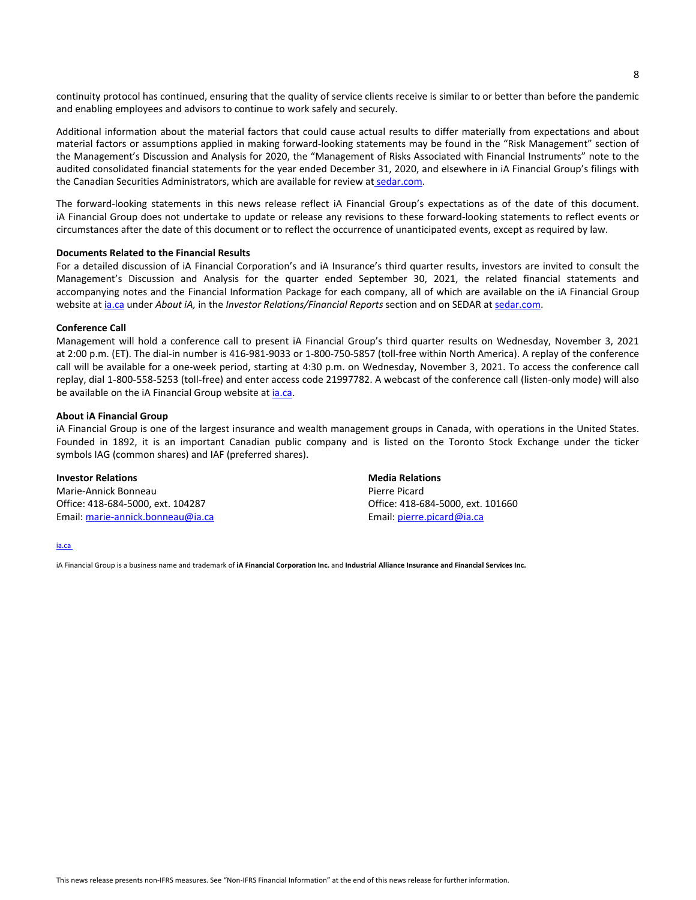continuity protocol has continued, ensuring that the quality of service clients receive is similar to or better than before the pandemic and enabling employees and advisors to continue to work safely and securely.

Additional information about the material factors that could cause actual results to differ materially from expectations and about material factors or assumptions applied in making forward-looking statements may be found in the "Risk Management" section of the Management's Discussion and Analysis for 2020, the "Management of Risks Associated with Financial Instruments" note to the audited consolidated financial statements for the year ended December 31, 2020, and elsewhere in iA Financial Group's filings with the Canadian Securities Administrators, which are available for review at sedar.com.

The forward-looking statements in this news release reflect iA Financial Group's expectations as of the date of this document. iA Financial Group does not undertake to update or release any revisions to these forward-looking statements to reflect events or circumstances after the date of this document or to reflect the occurrence of unanticipated events, except as required by law.

**Documents Related to the Financial Results**

For a detailed discussion of iA Financial Corporation's and iA Insurance's third quarter results, investors are invited to consult the Management's Discussion and Analysis for the quarter ended September 30, 2021, the related financial statements and accompanying notes and the Financial Information Package for each company, all of which are available on the iA Financial Group website at ia.ca under *About iA,* in the *Investor Relations/Financial Reports* section and on SEDAR at sedar.com.

**Conference Call**

Management will hold a conference call to present iA Financial Group's third quarter results on Wednesday, November 3, 2021 at 2:00 p.m. (ET). The dial-in number is 416-981-9033 or 1-800-750-5857 (toll-free within North America). A replay of the conference call will be available for a one-week period, starting at 4:30 p.m. on Wednesday, November 3, 2021. To access the conference call replay, dial 1-800-558-5253 (toll-free) and enter access code 21997782. A webcast of the conference call (listen-only mode) will also be available on the iA Financial Group website at ia.ca.

**About iA Financial Group**

iA Financial Group is one of the largest insurance and wealth management groups in Canada, with operations in the United States. Founded in 1892, it is an important Canadian public company and is listed on the Toronto Stock Exchange under the ticker symbols IAG (common shares) and IAF (preferred shares).

**Investor Relations**
Marie-Annick Bonneau
Office: 418-684-5000, ext. 104287
Email: marie-annick.bonneau@ia.ca

**Media Relations**
Pierre Picard
Office: 418-684-5000, ext. 101660
Email: pierre.picard@ia.ca

ia.ca

iA Financial Group is a business name and trademark of **iA Financial Corporation Inc.** and **Industrial Alliance Insurance and Financial Services Inc.**

This news release presents non-IFRS measures. See "Non-IFRS Financial Information" at the end of this news release for further information.